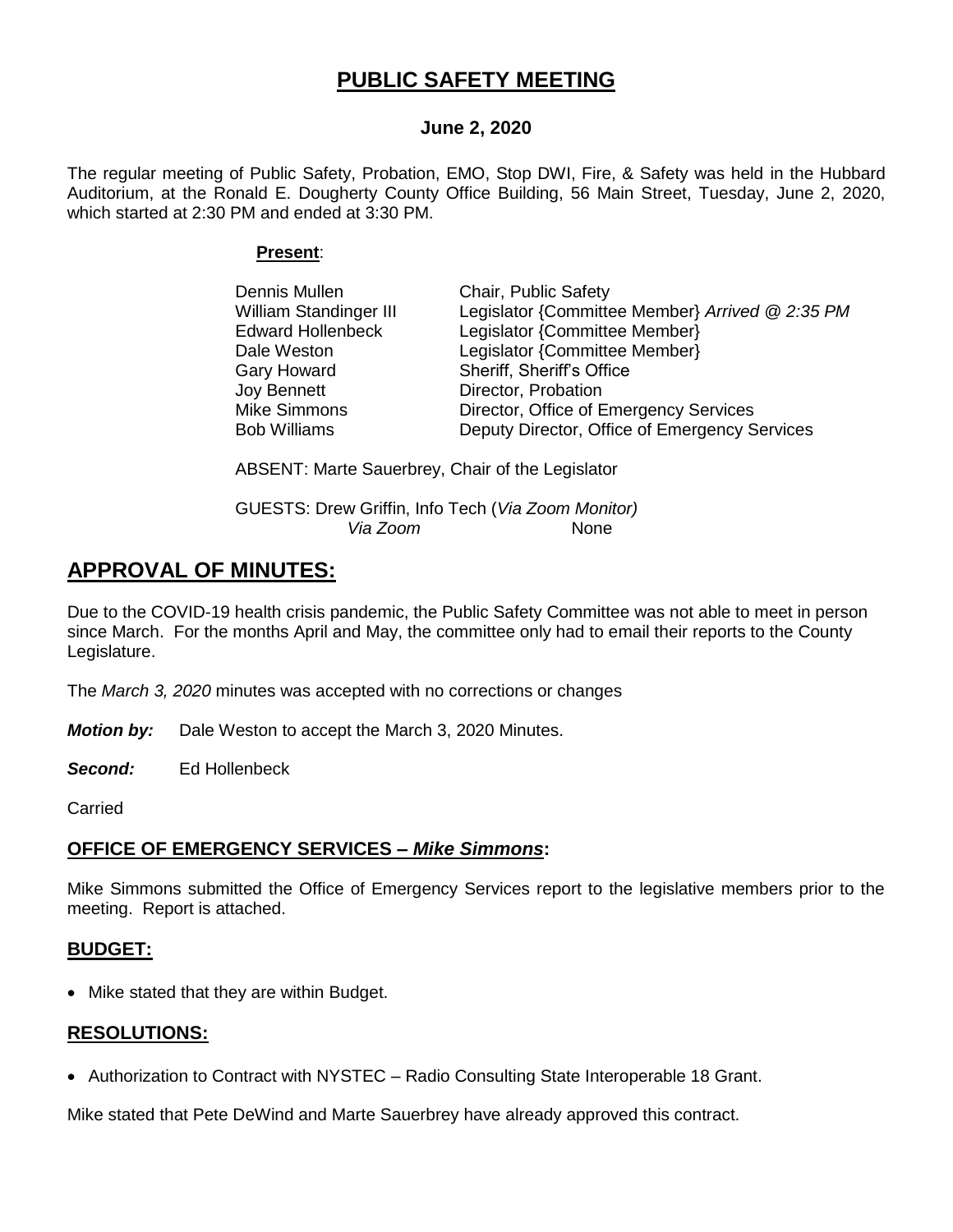# PUBLIC SAFETY MEETING

**June 2, 2020**

The regular meeting of Public Safety, Probation, EMO, Stop DWI, Fire, & Safety was held in the Hubbard Auditorium, at the Ronald E. Dougherty County Office Building, 56 Main Street, Tuesday, June 2, 2020, which started at 2:30 PM and ended at 3:30 PM.

**Present**:

| | |
|---|---|
| Dennis Mullen | Chair, Public Safety |
| William Standinger III | Legislator {Committee Member} *Arrived @ 2:35 PM* |
| Edward Hollenbeck | Legislator {Committee Member} |
| Dale Weston | Legislator {Committee Member} |
| Gary Howard | Sheriff, Sheriff's Office |
| Joy Bennett | Director, Probation |
| Mike Simmons | Director, Office of Emergency Services |
| Bob Williams | Deputy Director, Office of Emergency Services |

ABSENT: Marte Sauerbrey, Chair of the Legislator

GUESTS: Drew Griffin, Info Tech (*Via Zoom Monitor)*
*Via Zoom* None

## APPROVAL OF MINUTES:

Due to the COVID-19 health crisis pandemic, the Public Safety Committee was not able to meet in person since March. For the months April and May, the committee only had to email their reports to the County Legislature.

The *March 3, 2020* minutes was accepted with no corrections or changes

***Motion by:*** Dale Weston to accept the March 3, 2020 Minutes.

***Second:*** Ed Hollenbeck

Carried

### OFFICE OF EMERGENCY SERVICES – *Mike Simmons*:

Mike Simmons submitted the Office of Emergency Services report to the legislative members prior to the meeting. Report is attached.

### BUDGET:

- Mike stated that they are within Budget.

### RESOLUTIONS:

- Authorization to Contract with NYSTEC – Radio Consulting State Interoperable 18 Grant.

Mike stated that Pete DeWind and Marte Sauerbrey have already approved this contract.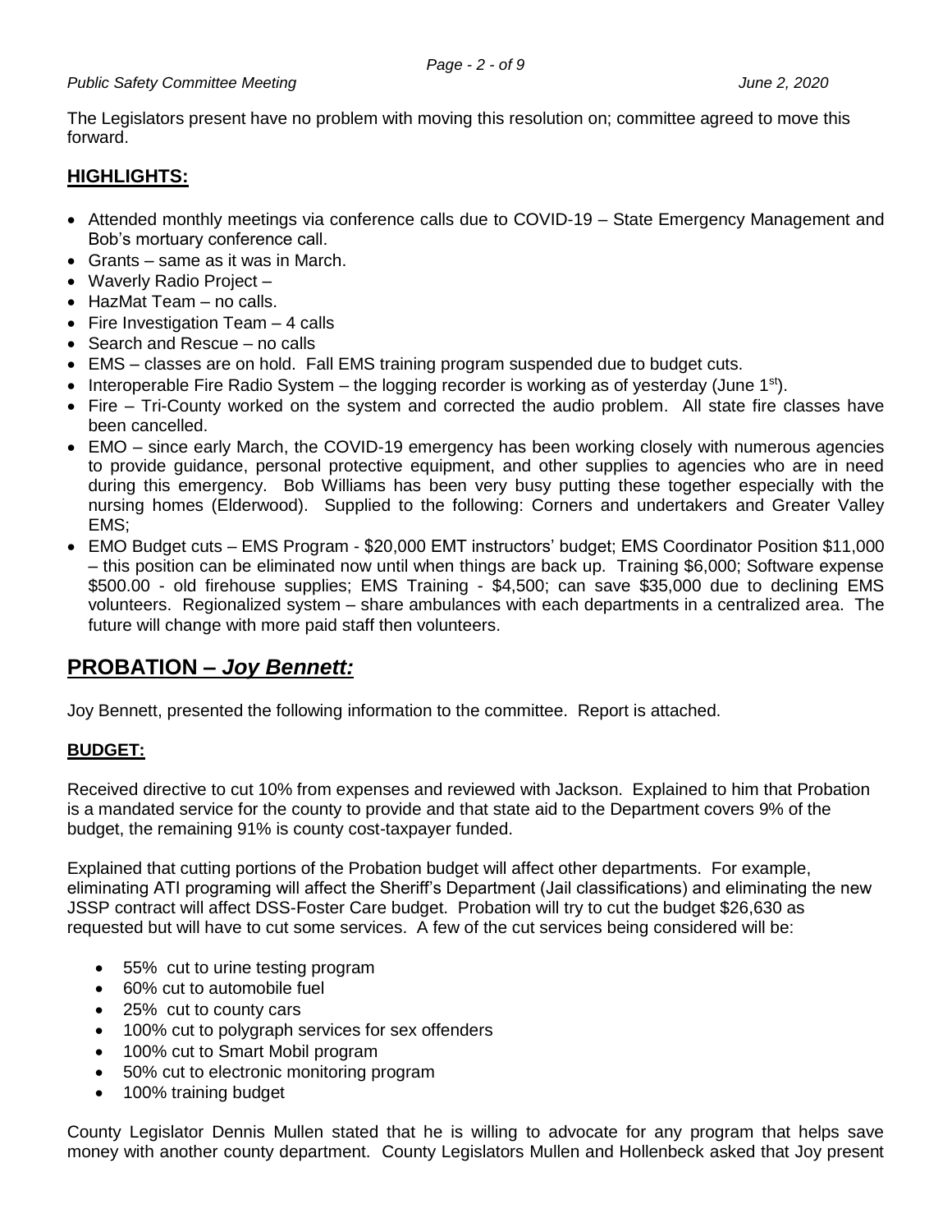The Legislators present have no problem with moving this resolution on; committee agreed to move this forward.

## HIGHLIGHTS:

- Attended monthly meetings via conference calls due to COVID-19 – State Emergency Management and Bob's mortuary conference call.
- Grants – same as it was in March.
- Waverly Radio Project –
- HazMat Team – no calls.
- Fire Investigation Team – 4 calls
- Search and Rescue – no calls
- EMS – classes are on hold. Fall EMS training program suspended due to budget cuts.
- Interoperable Fire Radio System – the logging recorder is working as of yesterday (June 1st).
- Fire – Tri-County worked on the system and corrected the audio problem. All state fire classes have been cancelled.
- EMO – since early March, the COVID-19 emergency has been working closely with numerous agencies to provide guidance, personal protective equipment, and other supplies to agencies who are in need during this emergency. Bob Williams has been very busy putting these together especially with the nursing homes (Elderwood). Supplied to the following: Corners and undertakers and Greater Valley EMS;
- EMO Budget cuts – EMS Program - $20,000 EMT instructors' budget; EMS Coordinator Position $11,000 – this position can be eliminated now until when things are back up. Training $6,000; Software expense $500.00 - old firehouse supplies; EMS Training - $4,500; can save $35,000 due to declining EMS volunteers. Regionalized system – share ambulances with each departments in a centralized area. The future will change with more paid staff then volunteers.

# PROBATION – *Joy Bennett:*

Joy Bennett, presented the following information to the committee. Report is attached.

## BUDGET:

Received directive to cut 10% from expenses and reviewed with Jackson. Explained to him that Probation is a mandated service for the county to provide and that state aid to the Department covers 9% of the budget, the remaining 91% is county cost-taxpayer funded.

Explained that cutting portions of the Probation budget will affect other departments. For example, eliminating ATI programing will affect the Sheriff's Department (Jail classifications) and eliminating the new JSSP contract will affect DSS-Foster Care budget. Probation will try to cut the budget $26,630 as requested but will have to cut some services. A few of the cut services being considered will be:

- 55% cut to urine testing program
- 60% cut to automobile fuel
- 25% cut to county cars
- 100% cut to polygraph services for sex offenders
- 100% cut to Smart Mobil program
- 50% cut to electronic monitoring program
- 100% training budget

County Legislator Dennis Mullen stated that he is willing to advocate for any program that helps save money with another county department. County Legislators Mullen and Hollenbeck asked that Joy present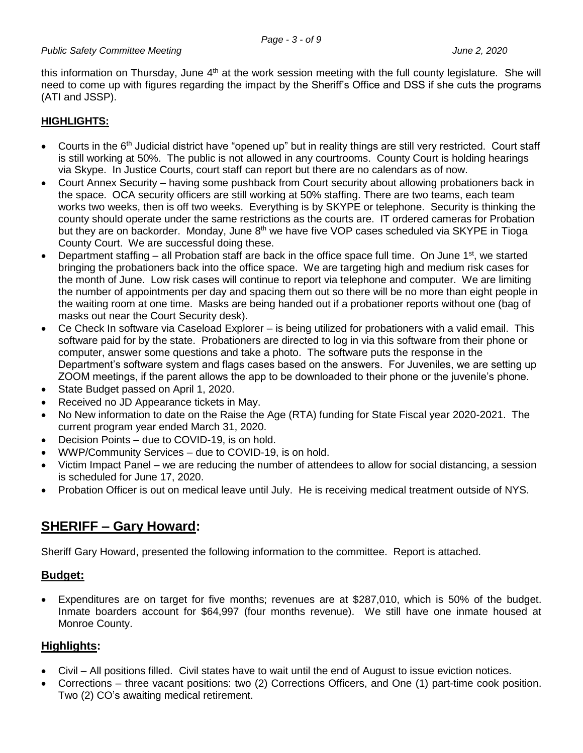this information on Thursday, June 4th at the work session meeting with the full county legislature. She will need to come up with figures regarding the impact by the Sheriff's Office and DSS if she cuts the programs (ATI and JSSP).

**HIGHLIGHTS:**

- Courts in the 6th Judicial district have "opened up" but in reality things are still very restricted. Court staff is still working at 50%. The public is not allowed in any courtrooms. County Court is holding hearings via Skype. In Justice Courts, court staff can report but there are no calendars as of now.
- Court Annex Security – having some pushback from Court security about allowing probationers back in the space. OCA security officers are still working at 50% staffing. There are two teams, each team works two weeks, then is off two weeks. Everything is by SKYPE or telephone. Security is thinking the county should operate under the same restrictions as the courts are. IT ordered cameras for Probation but they are on backorder. Monday, June 8th we have five VOP cases scheduled via SKYPE in Tioga County Court. We are successful doing these.
- Department staffing – all Probation staff are back in the office space full time. On June 1st, we started bringing the probationers back into the office space. We are targeting high and medium risk cases for the month of June. Low risk cases will continue to report via telephone and computer. We are limiting the number of appointments per day and spacing them out so there will be no more than eight people in the waiting room at one time. Masks are being handed out if a probationer reports without one (bag of masks out near the Court Security desk).
- Ce Check In software via Caseload Explorer – is being utilized for probationers with a valid email. This software paid for by the state. Probationers are directed to log in via this software from their phone or computer, answer some questions and take a photo. The software puts the response in the Department's software system and flags cases based on the answers. For Juveniles, we are setting up ZOOM meetings, if the parent allows the app to be downloaded to their phone or the juvenile's phone.
- State Budget passed on April 1, 2020.
- Received no JD Appearance tickets in May.
- No New information to date on the Raise the Age (RTA) funding for State Fiscal year 2020-2021. The current program year ended March 31, 2020.
- Decision Points – due to COVID-19, is on hold.
- WWP/Community Services – due to COVID-19, is on hold.
- Victim Impact Panel – we are reducing the number of attendees to allow for social distancing, a session is scheduled for June 17, 2020.
- Probation Officer is out on medical leave until July. He is receiving medical treatment outside of NYS.

## SHERIFF – Gary Howard:

Sheriff Gary Howard, presented the following information to the committee. Report is attached.

### Budget:

- Expenditures are on target for five months; revenues are at $287,010, which is 50% of the budget. Inmate boarders account for $64,997 (four months revenue). We still have one inmate housed at Monroe County.

### Highlights:

- Civil – All positions filled. Civil states have to wait until the end of August to issue eviction notices.
- Corrections – three vacant positions: two (2) Corrections Officers, and One (1) part-time cook position. Two (2) CO's awaiting medical retirement.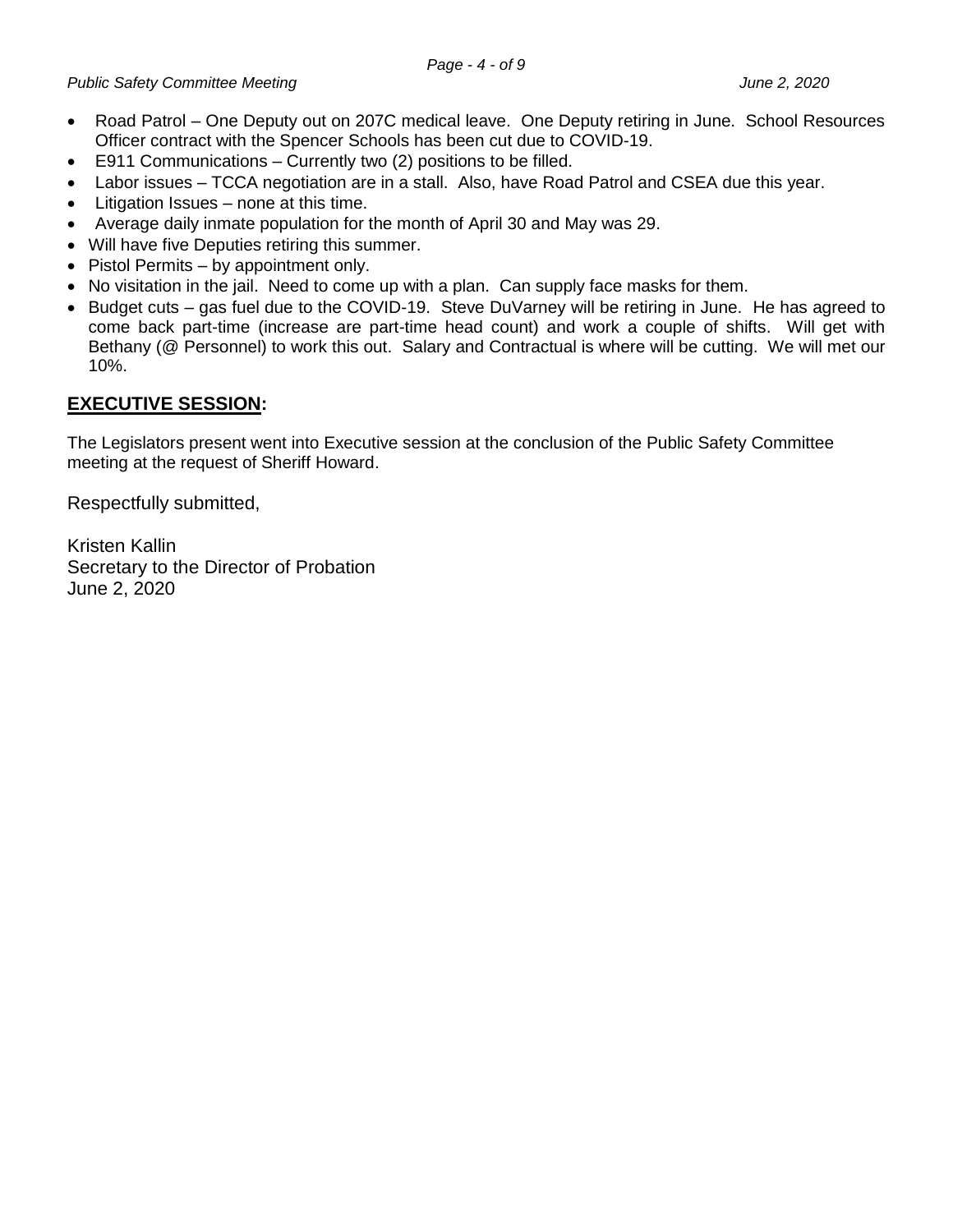- Road Patrol – One Deputy out on 207C medical leave. One Deputy retiring in June. School Resources Officer contract with the Spencer Schools has been cut due to COVID-19.
- E911 Communications – Currently two (2) positions to be filled.
- Labor issues – TCCA negotiation are in a stall. Also, have Road Patrol and CSEA due this year.
- Litigation Issues – none at this time.
- Average daily inmate population for the month of April 30 and May was 29.
- Will have five Deputies retiring this summer.
- Pistol Permits – by appointment only.
- No visitation in the jail. Need to come up with a plan. Can supply face masks for them.
- Budget cuts – gas fuel due to the COVID-19. Steve DuVarney will be retiring in June. He has agreed to come back part-time (increase are part-time head count) and work a couple of shifts. Will get with Bethany (@ Personnel) to work this out. Salary and Contractual is where will be cutting. We will met our 10%.

## **EXECUTIVE SESSION:**

The Legislators present went into Executive session at the conclusion of the Public Safety Committee meeting at the request of Sheriff Howard.

Respectfully submitted,

Kristen Kallin
Secretary to the Director of Probation
June 2, 2020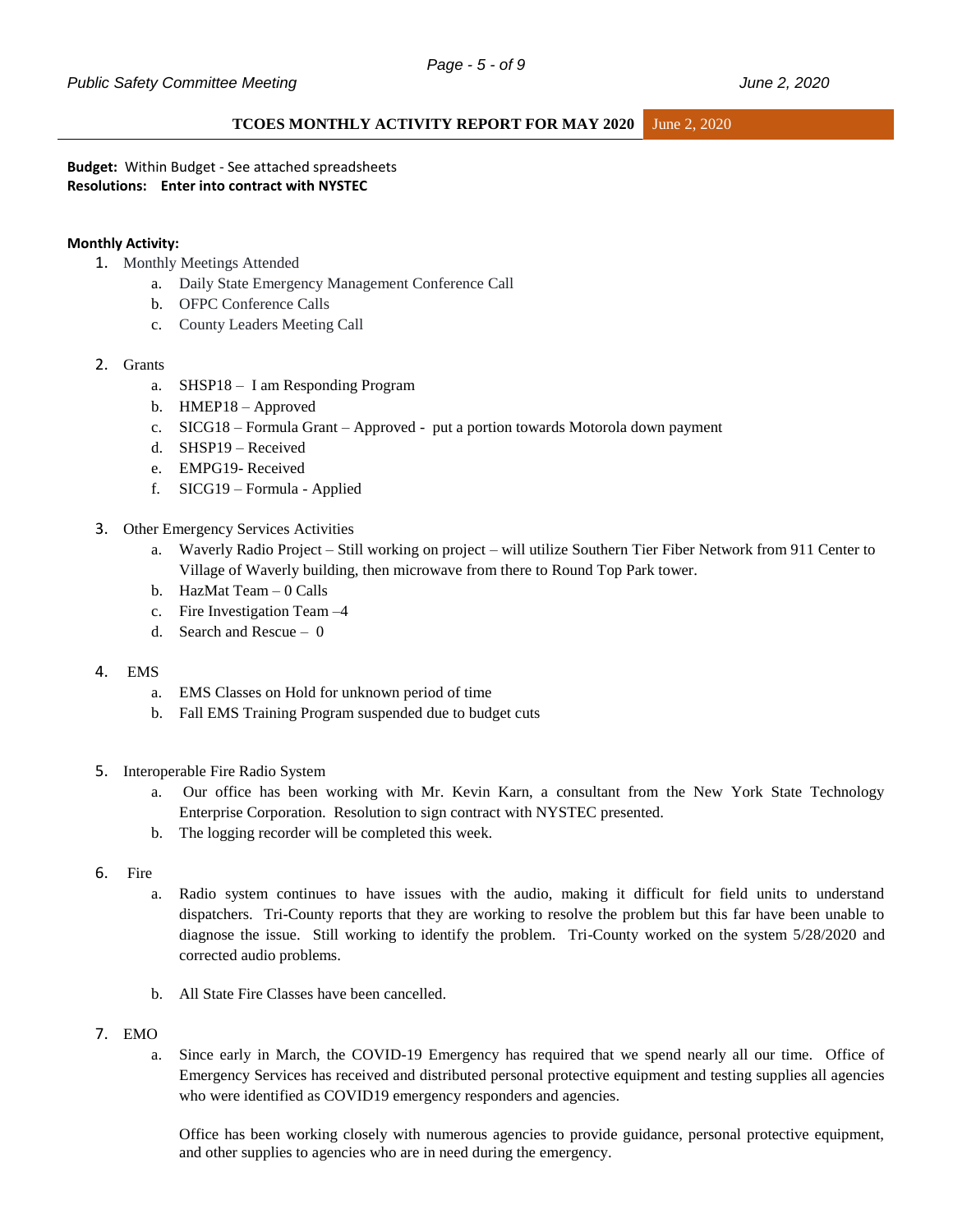## TCOES MONTHLY ACTIVITY REPORT FOR MAY 2020 — June 2, 2020

**Budget:** Within Budget - See attached spreadsheets
**Resolutions: Enter into contract with NYSTEC**

**Monthly Activity:**

1. Monthly Meetings Attended
    a. Daily State Emergency Management Conference Call
    b. OFPC Conference Calls
    c. County Leaders Meeting Call

2. Grants
    a. SHSP18 – I am Responding Program
    b. HMEP18 – Approved
    c. SICG18 – Formula Grant – Approved - put a portion towards Motorola down payment
    d. SHSP19 – Received
    e. EMPG19- Received
    f. SICG19 – Formula - Applied

3. Other Emergency Services Activities
    a. Waverly Radio Project – Still working on project – will utilize Southern Tier Fiber Network from 911 Center to Village of Waverly building, then microwave from there to Round Top Park tower.
    b. HazMat Team – 0 Calls
    c. Fire Investigation Team –4
    d. Search and Rescue – 0

4. EMS
    a. EMS Classes on Hold for unknown period of time
    b. Fall EMS Training Program suspended due to budget cuts

5. Interoperable Fire Radio System
    a. Our office has been working with Mr. Kevin Karn, a consultant from the New York State Technology Enterprise Corporation. Resolution to sign contract with NYSTEC presented.
    b. The logging recorder will be completed this week.

6. Fire
    a. Radio system continues to have issues with the audio, making it difficult for field units to understand dispatchers. Tri-County reports that they are working to resolve the problem but this far have been unable to diagnose the issue. Still working to identify the problem. Tri-County worked on the system 5/28/2020 and corrected audio problems.
    b. All State Fire Classes have been cancelled.

7. EMO
    a. Since early in March, the COVID-19 Emergency has required that we spend nearly all our time. Office of Emergency Services has received and distributed personal protective equipment and testing supplies all agencies who were identified as COVID19 emergency responders and agencies.

       Office has been working closely with numerous agencies to provide guidance, personal protective equipment, and other supplies to agencies who are in need during the emergency.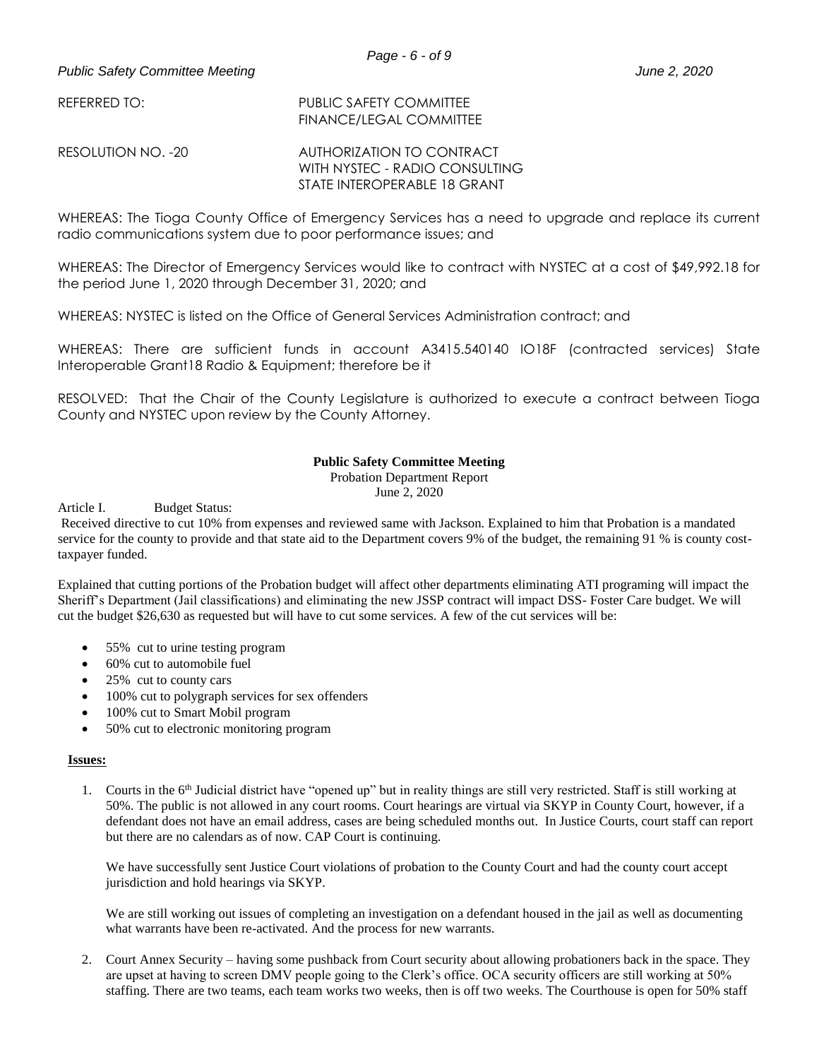REFERRED TO: PUBLIC SAFETY COMMITTEE
FINANCE/LEGAL COMMITTEE

RESOLUTION NO. -20 AUTHORIZATION TO CONTRACT
WITH NYSTEC - RADIO CONSULTING
STATE INTEROPERABLE 18 GRANT

WHEREAS: The Tioga County Office of Emergency Services has a need to upgrade and replace its current radio communications system due to poor performance issues; and

WHEREAS: The Director of Emergency Services would like to contract with NYSTEC at a cost of $49,992.18 for the period June 1, 2020 through December 31, 2020; and

WHEREAS: NYSTEC is listed on the Office of General Services Administration contract; and

WHEREAS: There are sufficient funds in account A3415.540140 IO18F (contracted services) State Interoperable Grant18 Radio & Equipment; therefore be it

RESOLVED: That the Chair of the County Legislature is authorized to execute a contract between Tioga County and NYSTEC upon review by the County Attorney.

**Public Safety Committee Meeting**
Probation Department Report
June 2, 2020

Article I. Budget Status:

Received directive to cut 10% from expenses and reviewed same with Jackson. Explained to him that Probation is a mandated service for the county to provide and that state aid to the Department covers 9% of the budget, the remaining 91 % is county cost-taxpayer funded.

Explained that cutting portions of the Probation budget will affect other departments eliminating ATI programing will impact the Sheriff's Department (Jail classifications) and eliminating the new JSSP contract will impact DSS- Foster Care budget. We will cut the budget $26,630 as requested but will have to cut some services. A few of the cut services will be:

- 55% cut to urine testing program
- 60% cut to automobile fuel
- 25% cut to county cars
- 100% cut to polygraph services for sex offenders
- 100% cut to Smart Mobil program
- 50% cut to electronic monitoring program

**Issues:**

1. Courts in the 6th Judicial district have "opened up" but in reality things are still very restricted. Staff is still working at 50%. The public is not allowed in any court rooms. Court hearings are virtual via SKYP in County Court, however, if a defendant does not have an email address, cases are being scheduled months out. In Justice Courts, court staff can report but there are no calendars as of now. CAP Court is continuing.

   We have successfully sent Justice Court violations of probation to the County Court and had the county court accept jurisdiction and hold hearings via SKYP.

   We are still working out issues of completing an investigation on a defendant housed in the jail as well as documenting what warrants have been re-activated. And the process for new warrants.

2. Court Annex Security – having some pushback from Court security about allowing probationers back in the space. They are upset at having to screen DMV people going to the Clerk's office. OCA security officers are still working at 50% staffing. There are two teams, each team works two weeks, then is off two weeks. The Courthouse is open for 50% staff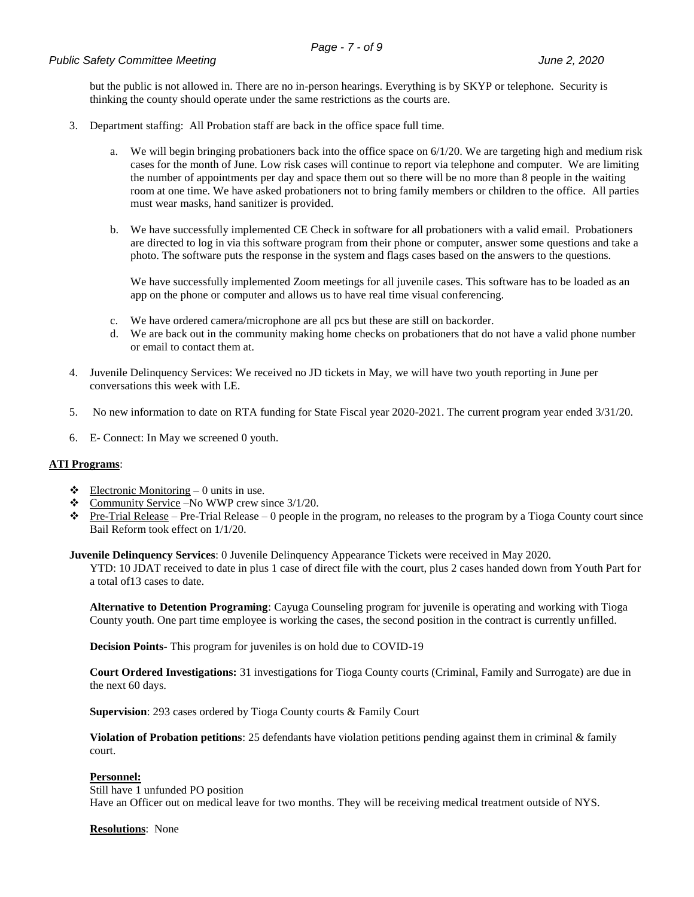but the public is not allowed in. There are no in-person hearings. Everything is by SKYP or telephone. Security is thinking the county should operate under the same restrictions as the courts are.

3. Department staffing: All Probation staff are back in the office space full time.

   a. We will begin bringing probationers back into the office space on 6/1/20. We are targeting high and medium risk cases for the month of June. Low risk cases will continue to report via telephone and computer. We are limiting the number of appointments per day and space them out so there will be no more than 8 people in the waiting room at one time. We have asked probationers not to bring family members or children to the office. All parties must wear masks, hand sanitizer is provided.

   b. We have successfully implemented CE Check in software for all probationers with a valid email. Probationers are directed to log in via this software program from their phone or computer, answer some questions and take a photo. The software puts the response in the system and flags cases based on the answers to the questions.

      We have successfully implemented Zoom meetings for all juvenile cases. This software has to be loaded as an app on the phone or computer and allows us to have real time visual conferencing.

   c. We have ordered camera/microphone are all pcs but these are still on backorder.

   d. We are back out in the community making home checks on probationers that do not have a valid phone number or email to contact them at.

4. Juvenile Delinquency Services: We received no JD tickets in May, we will have two youth reporting in June per conversations this week with LE.

5. No new information to date on RTA funding for State Fiscal year 2020-2021. The current program year ended 3/31/20.

6. E- Connect: In May we screened 0 youth.

**ATI Programs**:

- Electronic Monitoring – 0 units in use.
- Community Service –No WWP crew since 3/1/20.
- Pre-Trial Release – Pre-Trial Release – 0 people in the program, no releases to the program by a Tioga County court since Bail Reform took effect on 1/1/20.

**Juvenile Delinquency Services**: 0 Juvenile Delinquency Appearance Tickets were received in May 2020.

YTD: 10 JDAT received to date in plus 1 case of direct file with the court, plus 2 cases handed down from Youth Part for a total of13 cases to date.

**Alternative to Detention Programing**: Cayuga Counseling program for juvenile is operating and working with Tioga County youth. One part time employee is working the cases, the second position in the contract is currently unfilled.

**Decision Points**- This program for juveniles is on hold due to COVID-19

**Court Ordered Investigations:** 31 investigations for Tioga County courts (Criminal, Family and Surrogate) are due in the next 60 days.

**Supervision**: 293 cases ordered by Tioga County courts & Family Court

**Violation of Probation petitions**: 25 defendants have violation petitions pending against them in criminal & family court.

**Personnel:**

Still have 1 unfunded PO position

Have an Officer out on medical leave for two months. They will be receiving medical treatment outside of NYS.

**Resolutions**: None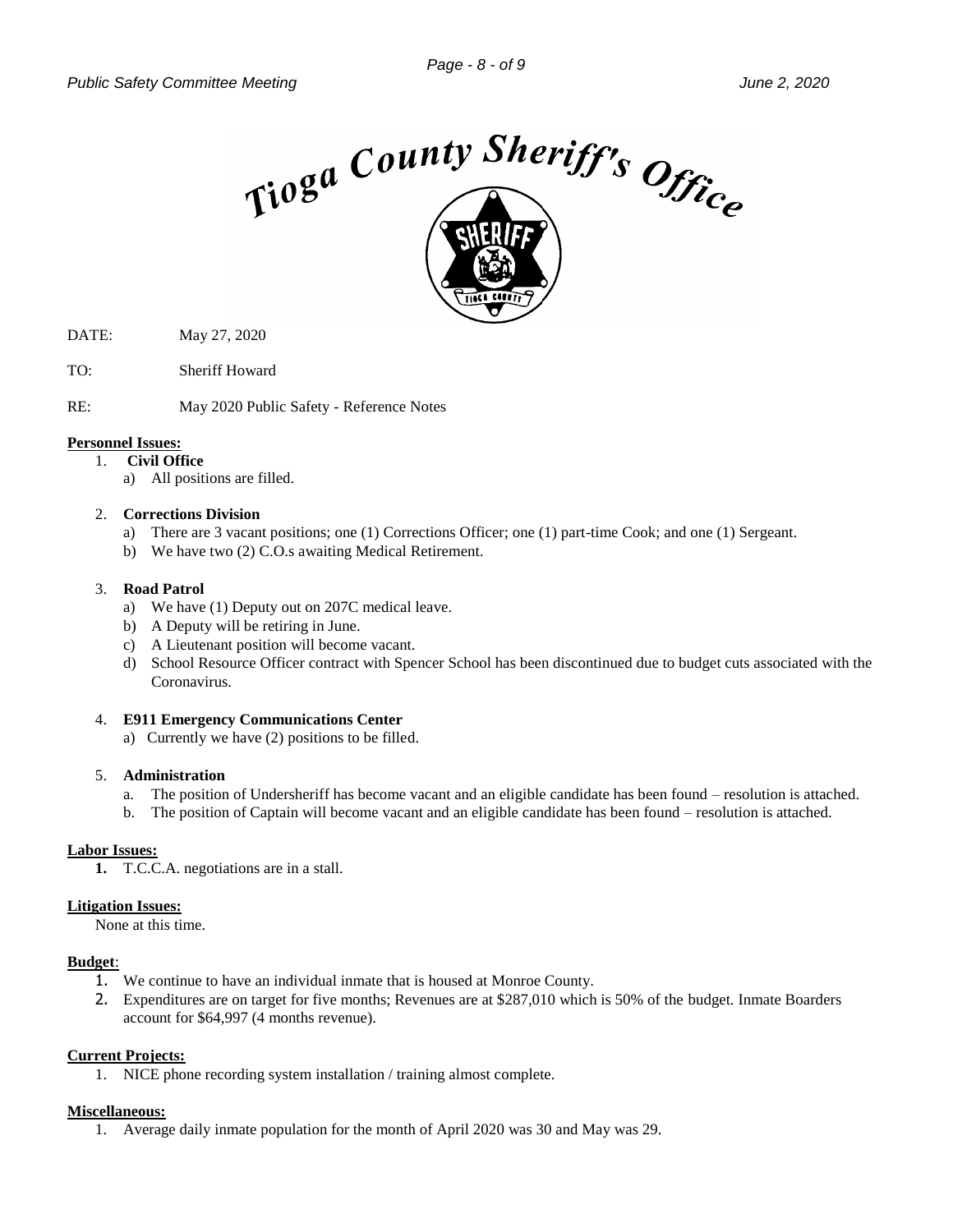Tioga County Sheriff's Office

DATE: May 27, 2020

TO: Sheriff Howard

RE: May 2020 Public Safety - Reference Notes

**Personnel Issues:**

1. **Civil Office**
   a) All positions are filled.

2. **Corrections Division**
   a) There are 3 vacant positions; one (1) Corrections Officer; one (1) part-time Cook; and one (1) Sergeant.
   b) We have two (2) C.O.s awaiting Medical Retirement.

3. **Road Patrol**
   a) We have (1) Deputy out on 207C medical leave.
   b) A Deputy will be retiring in June.
   c) A Lieutenant position will become vacant.
   d) School Resource Officer contract with Spencer School has been discontinued due to budget cuts associated with the Coronavirus.

4. **E911 Emergency Communications Center**
   a) Currently we have (2) positions to be filled.

5. **Administration**
   a. The position of Undersheriff has become vacant and an eligible candidate has been found – resolution is attached.
   b. The position of Captain will become vacant and an eligible candidate has been found – resolution is attached.

**Labor Issues:**

1. T.C.C.A. negotiations are in a stall.

**Litigation Issues:**

None at this time.

**Budget**:

1. We continue to have an individual inmate that is housed at Monroe County.
2. Expenditures are on target for five months; Revenues are at $287,010 which is 50% of the budget. Inmate Boarders account for $64,997 (4 months revenue).

**Current Projects:**

1. NICE phone recording system installation / training almost complete.

**Miscellaneous:**

1. Average daily inmate population for the month of April 2020 was 30 and May was 29.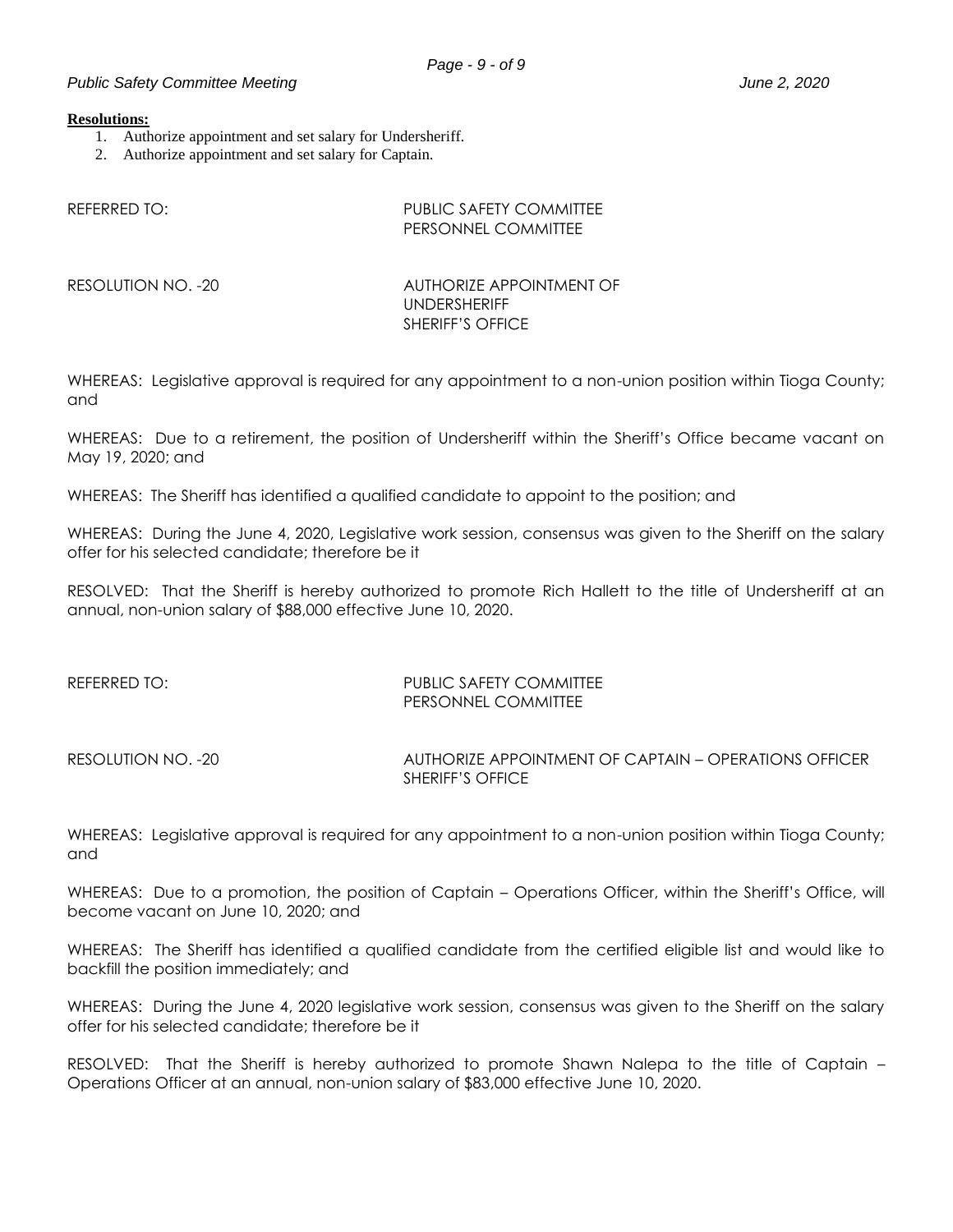**Resolutions:**

1. Authorize appointment and set salary for Undersheriff.
2. Authorize appointment and set salary for Captain.

REFERRED TO: PUBLIC SAFETY COMMITTEE
PERSONNEL COMMITTEE

RESOLUTION NO. -20 AUTHORIZE APPOINTMENT OF UNDERSHERIFF SHERIFF'S OFFICE

WHEREAS: Legislative approval is required for any appointment to a non-union position within Tioga County; and

WHEREAS: Due to a retirement, the position of Undersheriff within the Sheriff's Office became vacant on May 19, 2020; and

WHEREAS: The Sheriff has identified a qualified candidate to appoint to the position; and

WHEREAS: During the June 4, 2020, Legislative work session, consensus was given to the Sheriff on the salary offer for his selected candidate; therefore be it

RESOLVED: That the Sheriff is hereby authorized to promote Rich Hallett to the title of Undersheriff at an annual, non-union salary of $88,000 effective June 10, 2020.

REFERRED TO: PUBLIC SAFETY COMMITTEE
PERSONNEL COMMITTEE

RESOLUTION NO. -20 AUTHORIZE APPOINTMENT OF CAPTAIN – OPERATIONS OFFICER SHERIFF'S OFFICE

WHEREAS: Legislative approval is required for any appointment to a non-union position within Tioga County; and

WHEREAS: Due to a promotion, the position of Captain – Operations Officer, within the Sheriff's Office, will become vacant on June 10, 2020; and

WHEREAS: The Sheriff has identified a qualified candidate from the certified eligible list and would like to backfill the position immediately; and

WHEREAS: During the June 4, 2020 legislative work session, consensus was given to the Sheriff on the salary offer for his selected candidate; therefore be it

RESOLVED: That the Sheriff is hereby authorized to promote Shawn Nalepa to the title of Captain – Operations Officer at an annual, non-union salary of $83,000 effective June 10, 2020.